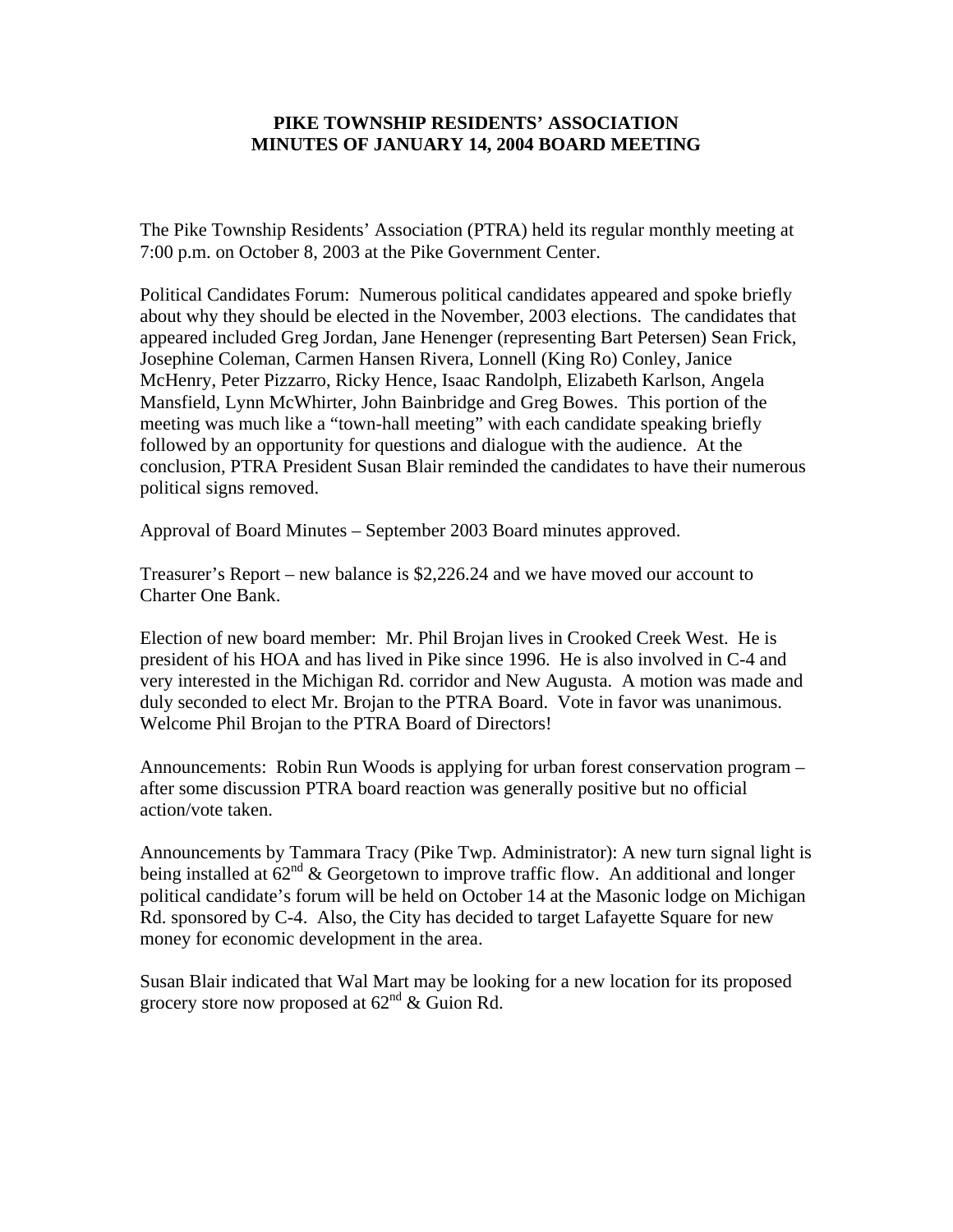**PIKE TOWNSHIP RESIDENTS' ASSOCIATION**
**MINUTES OF JANUARY 14, 2004 BOARD MEETING**

The Pike Township Residents' Association (PTRA) held its regular monthly meeting at 7:00 p.m. on October 8, 2003 at the Pike Government Center.

Political Candidates Forum: Numerous political candidates appeared and spoke briefly about why they should be elected in the November, 2003 elections. The candidates that appeared included Greg Jordan, Jane Henenger (representing Bart Petersen) Sean Frick, Josephine Coleman, Carmen Hansen Rivera, Lonnell (King Ro) Conley, Janice McHenry, Peter Pizzarro, Ricky Hence, Isaac Randolph, Elizabeth Karlson, Angela Mansfield, Lynn McWhirter, John Bainbridge and Greg Bowes. This portion of the meeting was much like a "town-hall meeting" with each candidate speaking briefly followed by an opportunity for questions and dialogue with the audience. At the conclusion, PTRA President Susan Blair reminded the candidates to have their numerous political signs removed.

Approval of Board Minutes – September 2003 Board minutes approved.

Treasurer's Report – new balance is $2,226.24 and we have moved our account to Charter One Bank.

Election of new board member: Mr. Phil Brojan lives in Crooked Creek West. He is president of his HOA and has lived in Pike since 1996. He is also involved in C-4 and very interested in the Michigan Rd. corridor and New Augusta. A motion was made and duly seconded to elect Mr. Brojan to the PTRA Board. Vote in favor was unanimous. Welcome Phil Brojan to the PTRA Board of Directors!

Announcements: Robin Run Woods is applying for urban forest conservation program – after some discussion PTRA board reaction was generally positive but no official action/vote taken.

Announcements by Tammara Tracy (Pike Twp. Administrator): A new turn signal light is being installed at 62nd & Georgetown to improve traffic flow. An additional and longer political candidate's forum will be held on October 14 at the Masonic lodge on Michigan Rd. sponsored by C-4. Also, the City has decided to target Lafayette Square for new money for economic development in the area.

Susan Blair indicated that Wal Mart may be looking for a new location for its proposed grocery store now proposed at 62nd & Guion Rd.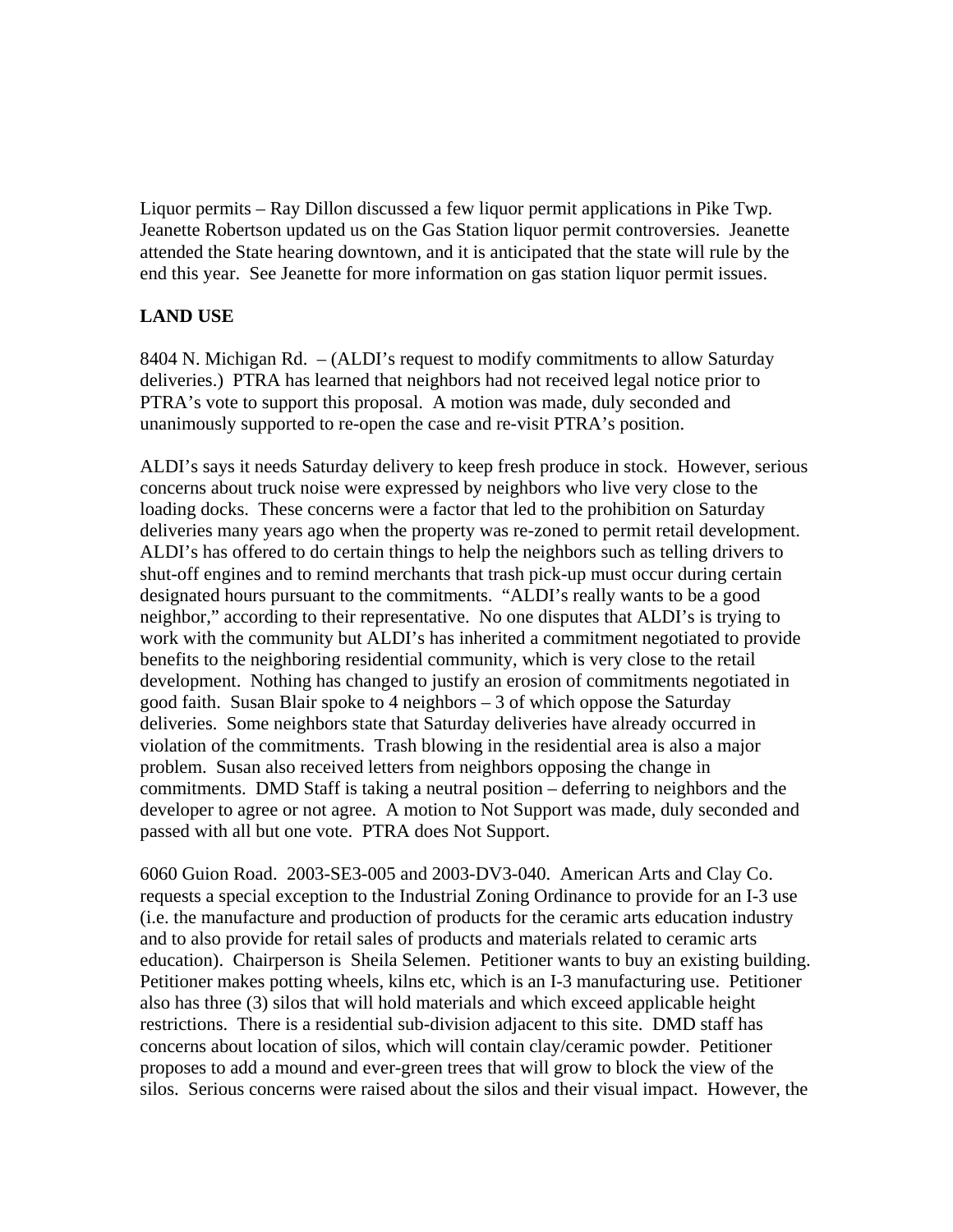Liquor permits – Ray Dillon discussed a few liquor permit applications in Pike Twp. Jeanette Robertson updated us on the Gas Station liquor permit controversies. Jeanette attended the State hearing downtown, and it is anticipated that the state will rule by the end this year. See Jeanette for more information on gas station liquor permit issues.

**LAND USE**

8404 N. Michigan Rd. – (ALDI's request to modify commitments to allow Saturday deliveries.) PTRA has learned that neighbors had not received legal notice prior to PTRA's vote to support this proposal. A motion was made, duly seconded and unanimously supported to re-open the case and re-visit PTRA's position.

ALDI's says it needs Saturday delivery to keep fresh produce in stock. However, serious concerns about truck noise were expressed by neighbors who live very close to the loading docks. These concerns were a factor that led to the prohibition on Saturday deliveries many years ago when the property was re-zoned to permit retail development. ALDI's has offered to do certain things to help the neighbors such as telling drivers to shut-off engines and to remind merchants that trash pick-up must occur during certain designated hours pursuant to the commitments. "ALDI's really wants to be a good neighbor," according to their representative. No one disputes that ALDI's is trying to work with the community but ALDI's has inherited a commitment negotiated to provide benefits to the neighboring residential community, which is very close to the retail development. Nothing has changed to justify an erosion of commitments negotiated in good faith. Susan Blair spoke to 4 neighbors – 3 of which oppose the Saturday deliveries. Some neighbors state that Saturday deliveries have already occurred in violation of the commitments. Trash blowing in the residential area is also a major problem. Susan also received letters from neighbors opposing the change in commitments. DMD Staff is taking a neutral position – deferring to neighbors and the developer to agree or not agree. A motion to Not Support was made, duly seconded and passed with all but one vote. PTRA does Not Support.

6060 Guion Road. 2003-SE3-005 and 2003-DV3-040. American Arts and Clay Co. requests a special exception to the Industrial Zoning Ordinance to provide for an I-3 use (i.e. the manufacture and production of products for the ceramic arts education industry and to also provide for retail sales of products and materials related to ceramic arts education). Chairperson is Sheila Selemen. Petitioner wants to buy an existing building. Petitioner makes potting wheels, kilns etc, which is an I-3 manufacturing use. Petitioner also has three (3) silos that will hold materials and which exceed applicable height restrictions. There is a residential sub-division adjacent to this site. DMD staff has concerns about location of silos, which will contain clay/ceramic powder. Petitioner proposes to add a mound and ever-green trees that will grow to block the view of the silos. Serious concerns were raised about the silos and their visual impact. However, the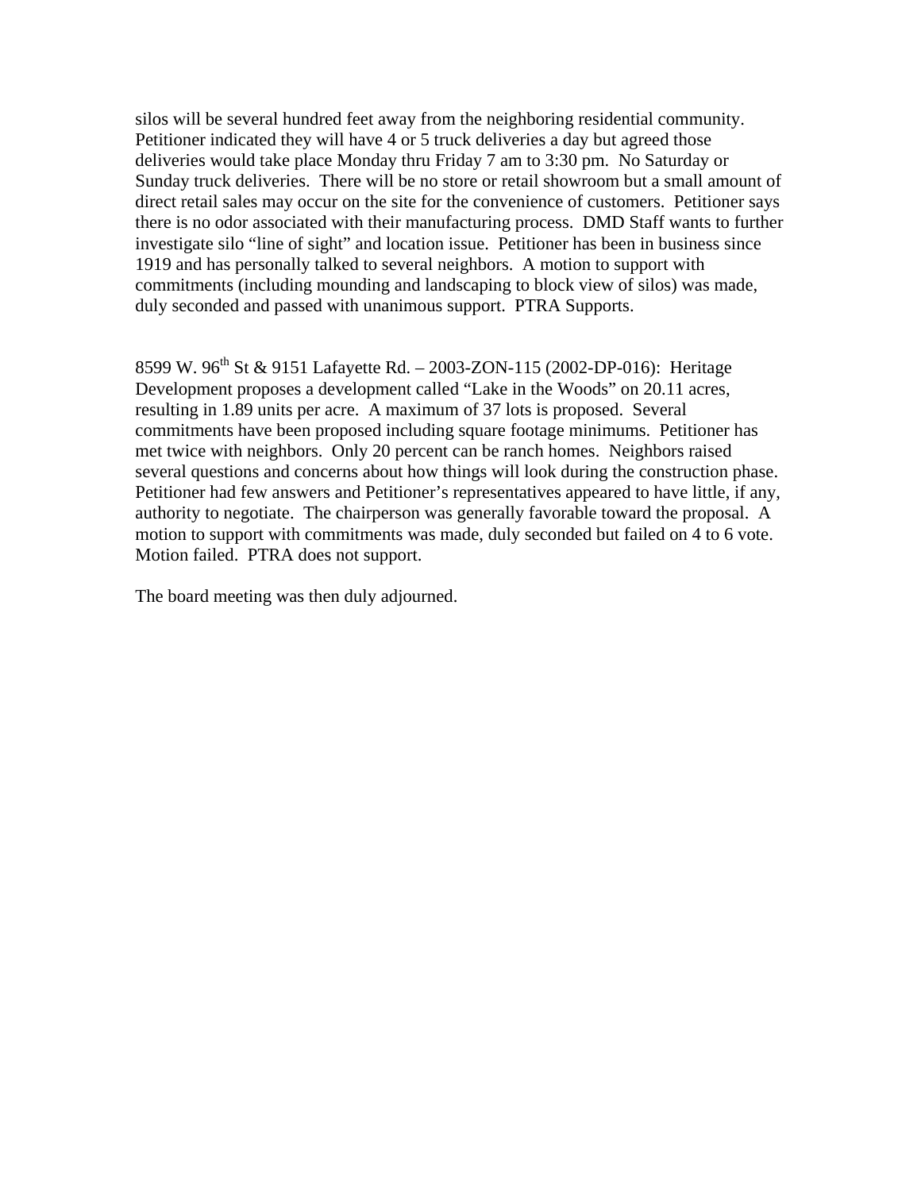silos will be several hundred feet away from the neighboring residential community. Petitioner indicated they will have 4 or 5 truck deliveries a day but agreed those deliveries would take place Monday thru Friday 7 am to 3:30 pm. No Saturday or Sunday truck deliveries. There will be no store or retail showroom but a small amount of direct retail sales may occur on the site for the convenience of customers. Petitioner says there is no odor associated with their manufacturing process. DMD Staff wants to further investigate silo "line of sight" and location issue. Petitioner has been in business since 1919 and has personally talked to several neighbors. A motion to support with commitments (including mounding and landscaping to block view of silos) was made, duly seconded and passed with unanimous support. PTRA Supports.

8599 W. 96th St & 9151 Lafayette Rd. – 2003-ZON-115 (2002-DP-016): Heritage Development proposes a development called "Lake in the Woods" on 20.11 acres, resulting in 1.89 units per acre. A maximum of 37 lots is proposed. Several commitments have been proposed including square footage minimums. Petitioner has met twice with neighbors. Only 20 percent can be ranch homes. Neighbors raised several questions and concerns about how things will look during the construction phase. Petitioner had few answers and Petitioner's representatives appeared to have little, if any, authority to negotiate. The chairperson was generally favorable toward the proposal. A motion to support with commitments was made, duly seconded but failed on 4 to 6 vote. Motion failed. PTRA does not support.

The board meeting was then duly adjourned.